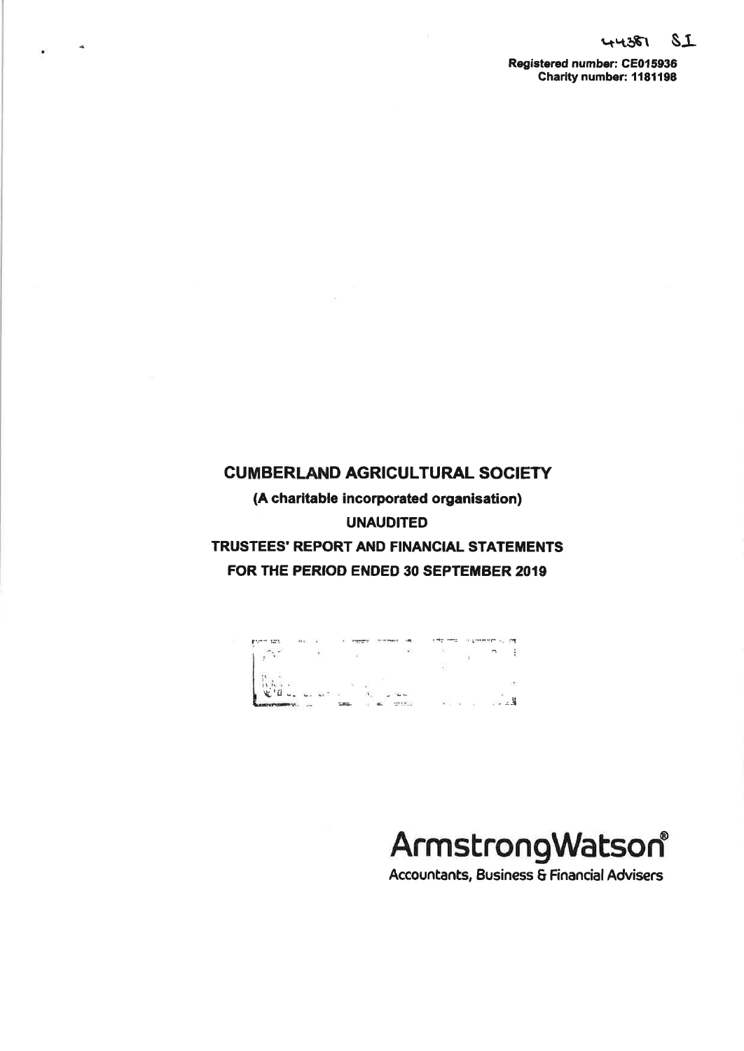44381 SI

**Registered number: CE015936**
**Charity number: 1181198**

# CUMBERLAND AGRICULTURAL SOCIETY

**(A charitable incorporated organisation)**

**UNAUDITED**

**TRUSTEES' REPORT AND FINANCIAL STATEMENTS**

**FOR THE PERIOD ENDED 30 SEPTEMBER 2019**

ArmstrongWatson®

Accountants, Business & Financial Advisers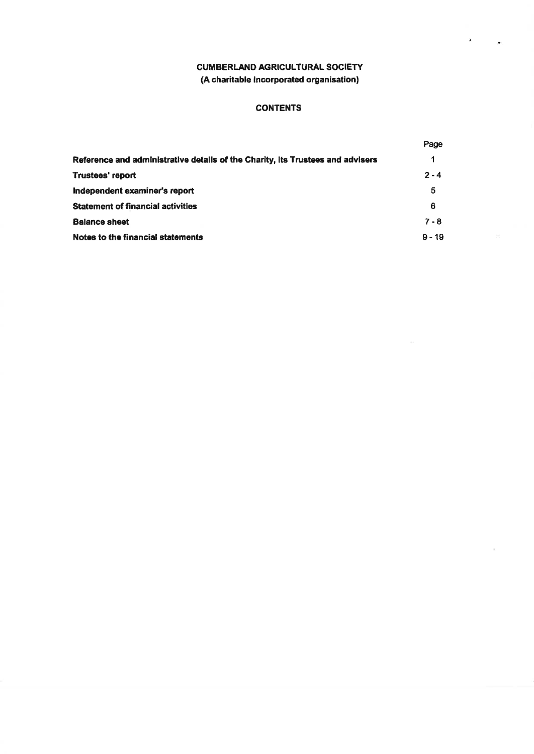# CUMBERLAND AGRICULTURAL SOCIETY
**(A charitable incorporated organisation)**

## CONTENTS

| | Page |
|---|---|
| **Reference and administrative details of the Charity, its Trustees and advisers** | 1 |
| **Trustees' report** | 2 - 4 |
| **Independent examiner's report** | 5 |
| **Statement of financial activities** | 6 |
| **Balance sheet** | 7 - 8 |
| **Notes to the financial statements** | 9 - 19 |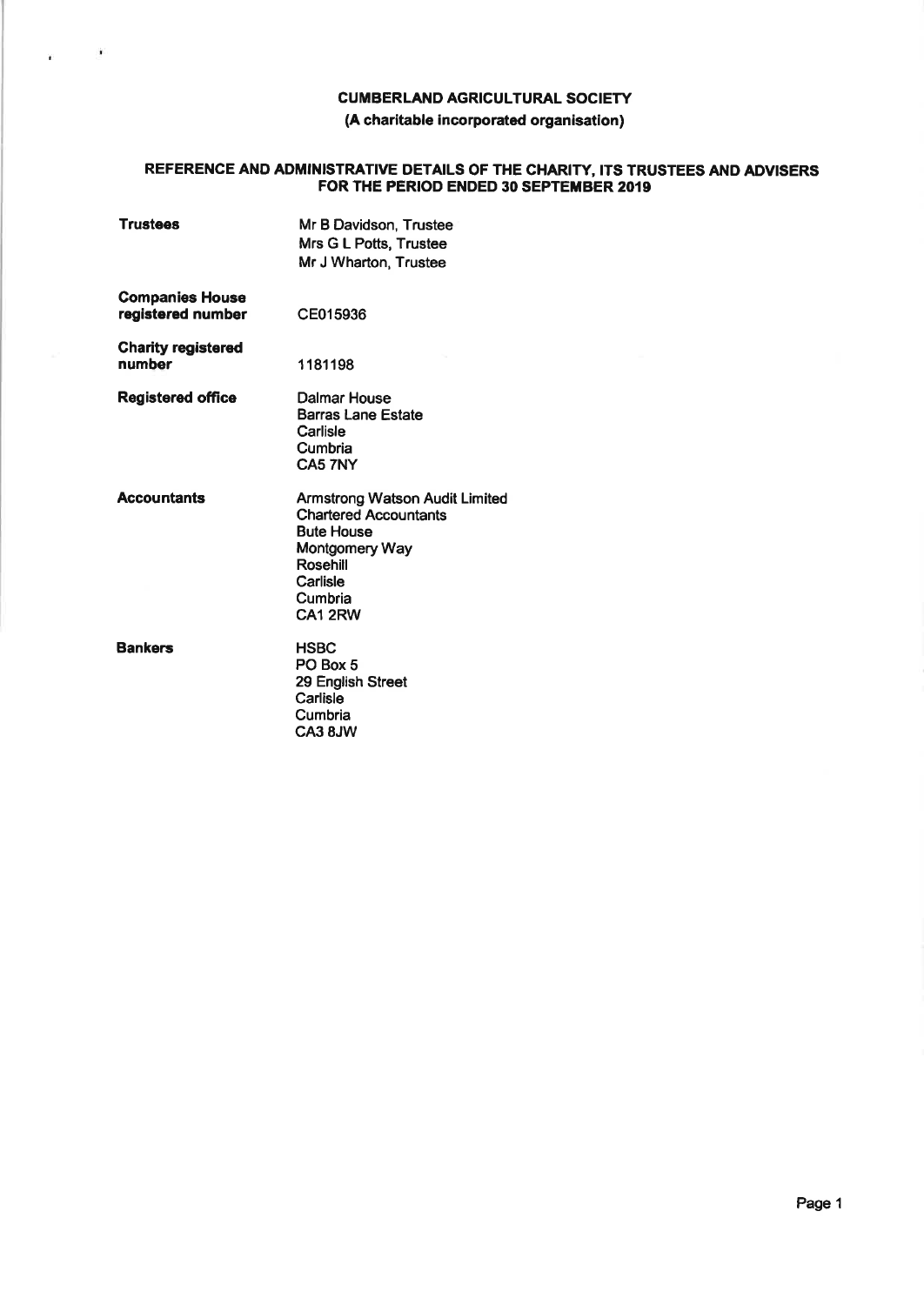# CUMBERLAND AGRICULTURAL SOCIETY

**(A charitable incorporated organisation)**

## REFERENCE AND ADMINISTRATIVE DETAILS OF THE CHARITY, ITS TRUSTEES AND ADVISERS FOR THE PERIOD ENDED 30 SEPTEMBER 2019

| | |
|---|---|
| **Trustees** | Mr B Davidson, Trustee<br>Mrs G L Potts, Trustee<br>Mr J Wharton, Trustee |
| **Companies House registered number** | CE015936 |
| **Charity registered number** | 1181198 |
| **Registered office** | Dalmar House<br>Barras Lane Estate<br>Carlisle<br>Cumbria<br>CA5 7NY |
| **Accountants** | Armstrong Watson Audit Limited<br>Chartered Accountants<br>Bute House<br>Montgomery Way<br>Rosehill<br>Carlisle<br>Cumbria<br>CA1 2RW |
| **Bankers** | HSBC<br>PO Box 5<br>29 English Street<br>Carlisle<br>Cumbria<br>CA3 8JW |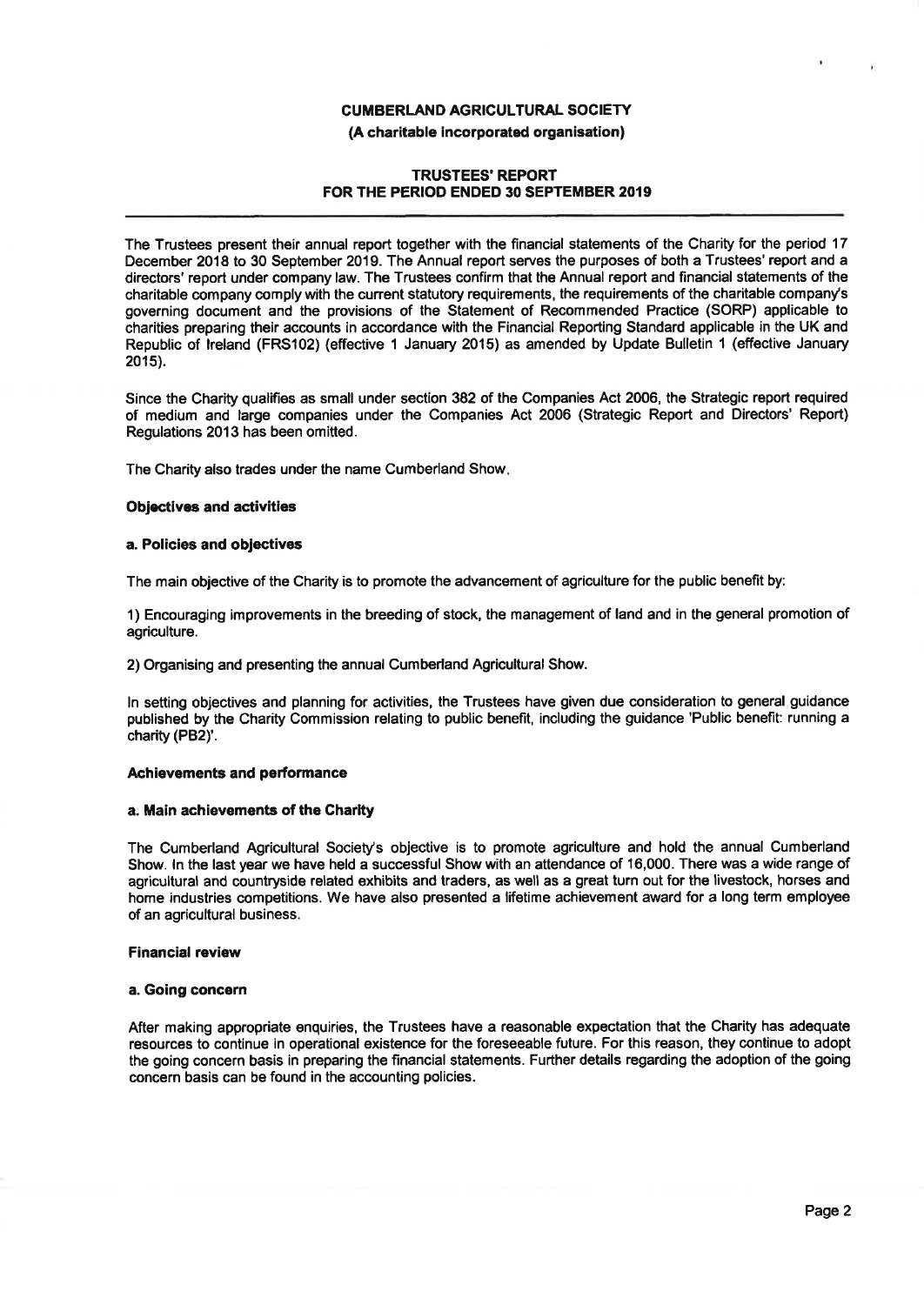**CUMBERLAND AGRICULTURAL SOCIETY**

**(A charitable incorporated organisation)**

**TRUSTEES' REPORT**
**FOR THE PERIOD ENDED 30 SEPTEMBER 2019**

The Trustees present their annual report together with the financial statements of the Charity for the period 17 December 2018 to 30 September 2019. The Annual report serves the purposes of both a Trustees' report and a directors' report under company law. The Trustees confirm that the Annual report and financial statements of the charitable company comply with the current statutory requirements, the requirements of the charitable company's governing document and the provisions of the Statement of Recommended Practice (SORP) applicable to charities preparing their accounts in accordance with the Financial Reporting Standard applicable in the UK and Republic of Ireland (FRS102) (effective 1 January 2015) as amended by Update Bulletin 1 (effective January 2015).

Since the Charity qualifies as small under section 382 of the Companies Act 2006, the Strategic report required of medium and large companies under the Companies Act 2006 (Strategic Report and Directors' Report) Regulations 2013 has been omitted.

The Charity also trades under the name Cumberland Show.

**Objectives and activities**

**a. Policies and objectives**

The main objective of the Charity is to promote the advancement of agriculture for the public benefit by:

1) Encouraging improvements in the breeding of stock, the management of land and in the general promotion of agriculture.

2) Organising and presenting the annual Cumberland Agricultural Show.

In setting objectives and planning for activities, the Trustees have given due consideration to general guidance published by the Charity Commission relating to public benefit, including the guidance 'Public benefit: running a charity (PB2)'.

**Achievements and performance**

**a. Main achievements of the Charity**

The Cumberland Agricultural Society's objective is to promote agriculture and hold the annual Cumberland Show. In the last year we have held a successful Show with an attendance of 16,000. There was a wide range of agricultural and countryside related exhibits and traders, as well as a great turn out for the livestock, horses and home industries competitions. We have also presented a lifetime achievement award for a long term employee of an agricultural business.

**Financial review**

**a. Going concern**

After making appropriate enquiries, the Trustees have a reasonable expectation that the Charity has adequate resources to continue in operational existence for the foreseeable future. For this reason, they continue to adopt the going concern basis in preparing the financial statements. Further details regarding the adoption of the going concern basis can be found in the accounting policies.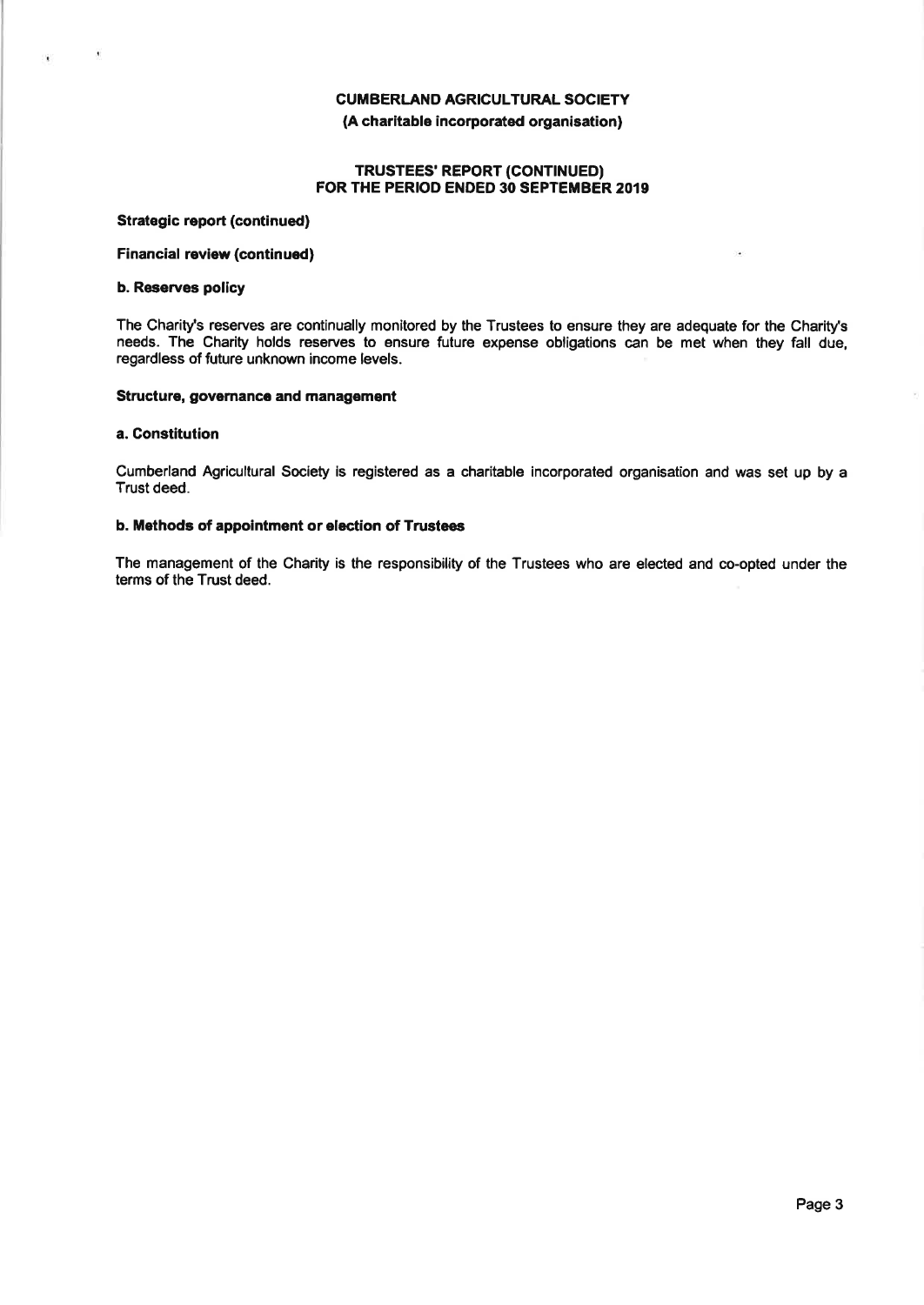**CUMBERLAND AGRICULTURAL SOCIETY**
**(A charitable incorporated organisation)**

**TRUSTEES' REPORT (CONTINUED)**
**FOR THE PERIOD ENDED 30 SEPTEMBER 2019**

**Strategic report (continued)**

**Financial review (continued)**

**b. Reserves policy**

The Charity's reserves are continually monitored by the Trustees to ensure they are adequate for the Charity's needs. The Charity holds reserves to ensure future expense obligations can be met when they fall due, regardless of future unknown income levels.

**Structure, governance and management**

**a. Constitution**

Cumberland Agricultural Society is registered as a charitable incorporated organisation and was set up by a Trust deed.

**b. Methods of appointment or election of Trustees**

The management of the Charity is the responsibility of the Trustees who are elected and co-opted under the terms of the Trust deed.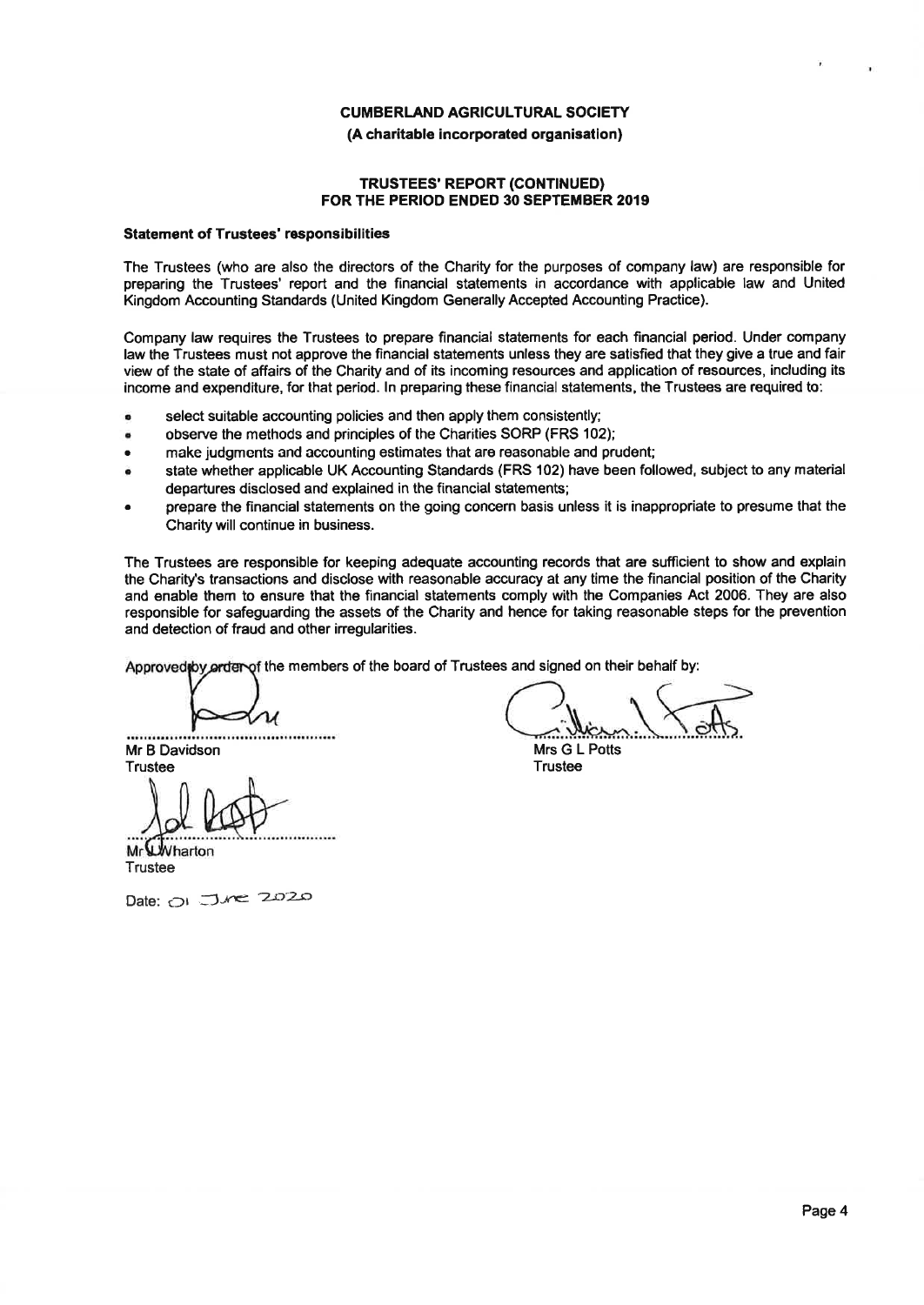**CUMBERLAND AGRICULTURAL SOCIETY**
**(A charitable incorporated organisation)**

**TRUSTEES' REPORT (CONTINUED)**
**FOR THE PERIOD ENDED 30 SEPTEMBER 2019**

### Statement of Trustees' responsibilities

The Trustees (who are also the directors of the Charity for the purposes of company law) are responsible for preparing the Trustees' report and the financial statements in accordance with applicable law and United Kingdom Accounting Standards (United Kingdom Generally Accepted Accounting Practice).

Company law requires the Trustees to prepare financial statements for each financial period. Under company law the Trustees must not approve the financial statements unless they are satisfied that they give a true and fair view of the state of affairs of the Charity and of its incoming resources and application of resources, including its income and expenditure, for that period. In preparing these financial statements, the Trustees are required to:

- select suitable accounting policies and then apply them consistently;
- observe the methods and principles of the Charities SORP (FRS 102);
- make judgments and accounting estimates that are reasonable and prudent;
- state whether applicable UK Accounting Standards (FRS 102) have been followed, subject to any material departures disclosed and explained in the financial statements;
- prepare the financial statements on the going concern basis unless it is inappropriate to presume that the Charity will continue in business.

The Trustees are responsible for keeping adequate accounting records that are sufficient to show and explain the Charity's transactions and disclose with reasonable accuracy at any time the financial position of the Charity and enable them to ensure that the financial statements comply with the Companies Act 2006. They are also responsible for safeguarding the assets of the Charity and hence for taking reasonable steps for the prevention and detection of fraud and other irregularities.

Approved by order of the members of the board of Trustees and signed on their behalf by:

Mr B Davidson
Trustee

Mrs G L Potts
Trustee

Mr J Wharton
Trustee

Date: 01 June 2020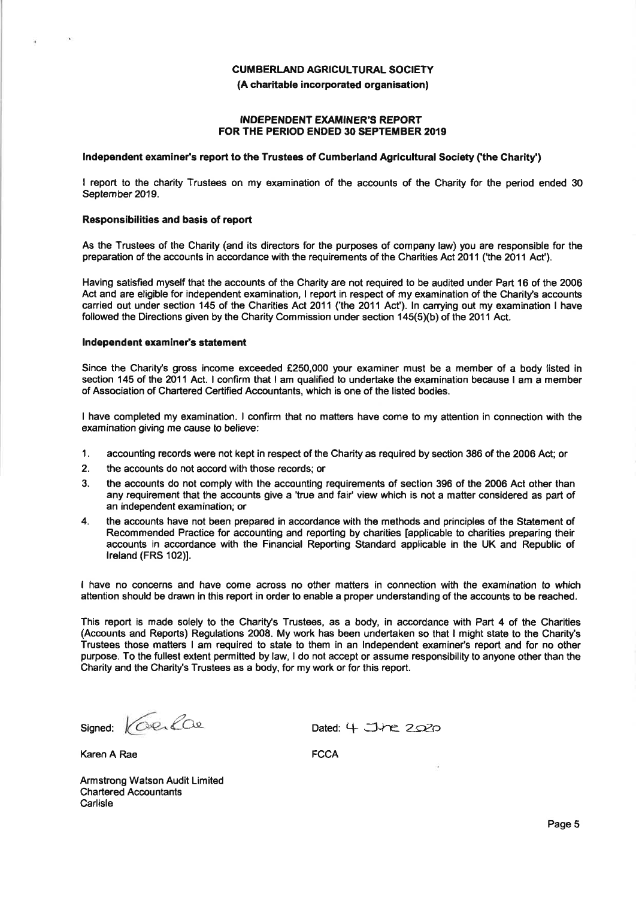**CUMBERLAND AGRICULTURAL SOCIETY**

**(A charitable incorporated organisation)**

**INDEPENDENT EXAMINER'S REPORT**
**FOR THE PERIOD ENDED 30 SEPTEMBER 2019**

**Independent examiner's report to the Trustees of Cumberland Agricultural Society ('the Charity')**

I report to the charity Trustees on my examination of the accounts of the Charity for the period ended 30 September 2019.

**Responsibilities and basis of report**

As the Trustees of the Charity (and its directors for the purposes of company law) you are responsible for the preparation of the accounts in accordance with the requirements of the Charities Act 2011 ('the 2011 Act').

Having satisfied myself that the accounts of the Charity are not required to be audited under Part 16 of the 2006 Act and are eligible for independent examination, I report in respect of my examination of the Charity's accounts carried out under section 145 of the Charities Act 2011 ('the 2011 Act'). In carrying out my examination I have followed the Directions given by the Charity Commission under section 145(5)(b) of the 2011 Act.

**Independent examiner's statement**

Since the Charity's gross income exceeded £250,000 your examiner must be a member of a body listed in section 145 of the 2011 Act. I confirm that I am qualified to undertake the examination because I am a member of Association of Chartered Certified Accountants, which is one of the listed bodies.

I have completed my examination. I confirm that no matters have come to my attention in connection with the examination giving me cause to believe:

1. accounting records were not kept in respect of the Charity as required by section 386 of the 2006 Act; or
2. the accounts do not accord with those records; or
3. the accounts do not comply with the accounting requirements of section 396 of the 2006 Act other than any requirement that the accounts give a 'true and fair' view which is not a matter considered as part of an independent examination; or
4. the accounts have not been prepared in accordance with the methods and principles of the Statement of Recommended Practice for accounting and reporting by charities [applicable to charities preparing their accounts in accordance with the Financial Reporting Standard applicable in the UK and Republic of Ireland (FRS 102)].

I have no concerns and have come across no other matters in connection with the examination to which attention should be drawn in this report in order to enable a proper understanding of the accounts to be reached.

This report is made solely to the Charity's Trustees, as a body, in accordance with Part 4 of the Charities (Accounts and Reports) Regulations 2008. My work has been undertaken so that I might state to the Charity's Trustees those matters I am required to state to them in an Independent examiner's report and for no other purpose. To the fullest extent permitted by law, I do not accept or assume responsibility to anyone other than the Charity and the Charity's Trustees as a body, for my work or for this report.

Signed: Karen Rae

Dated: 4 June 2020

Karen A Rae

FCCA

Armstrong Watson Audit Limited
Chartered Accountants
Carlisle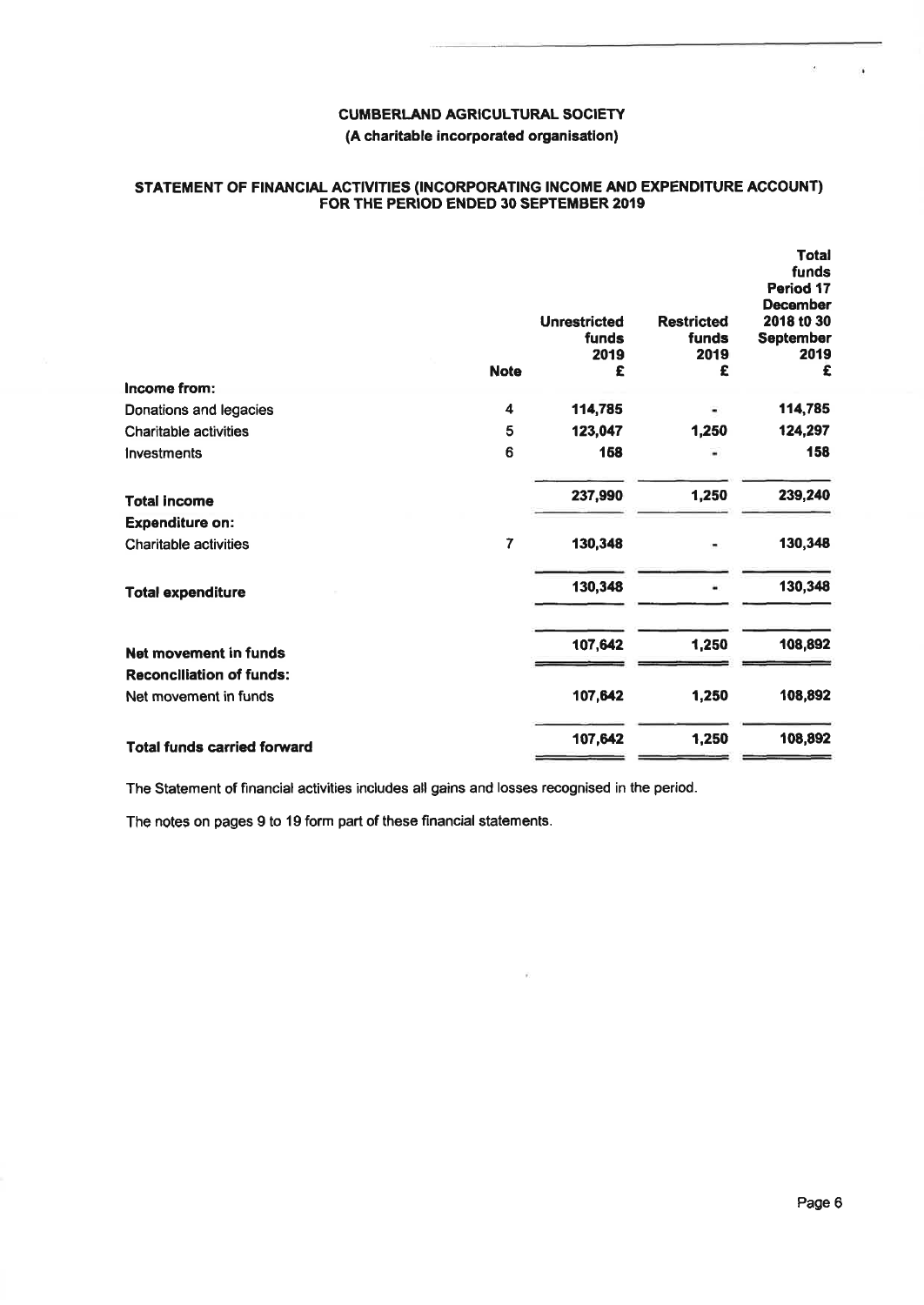**CUMBERLAND AGRICULTURAL SOCIETY**

**(A charitable incorporated organisation)**

**STATEMENT OF FINANCIAL ACTIVITIES (INCORPORATING INCOME AND EXPENDITURE ACCOUNT) FOR THE PERIOD ENDED 30 SEPTEMBER 2019**

| | Note | Unrestricted funds 2019 £ | Restricted funds 2019 £ | Total funds Period 17 December 2018 to 30 September 2019 £ |
|---|---|---|---|---|
| **Income from:** | | | | |
| Donations and legacies | 4 | 114,785 | - | 114,785 |
| Charitable activities | 5 | 123,047 | 1,250 | 124,297 |
| Investments | 6 | 158 | - | 158 |
| **Total income** | | 237,990 | 1,250 | 239,240 |
| **Expenditure on:** | | | | |
| Charitable activities | 7 | 130,348 | - | 130,348 |
| **Total expenditure** | | 130,348 | - | 130,348 |
| **Net movement in funds** | | 107,642 | 1,250 | 108,892 |
| **Reconciliation of funds:** | | | | |
| Net movement in funds | | 107,642 | 1,250 | 108,892 |
| **Total funds carried forward** | | 107,642 | 1,250 | 108,892 |

The Statement of financial activities includes all gains and losses recognised in the period.

The notes on pages 9 to 19 form part of these financial statements.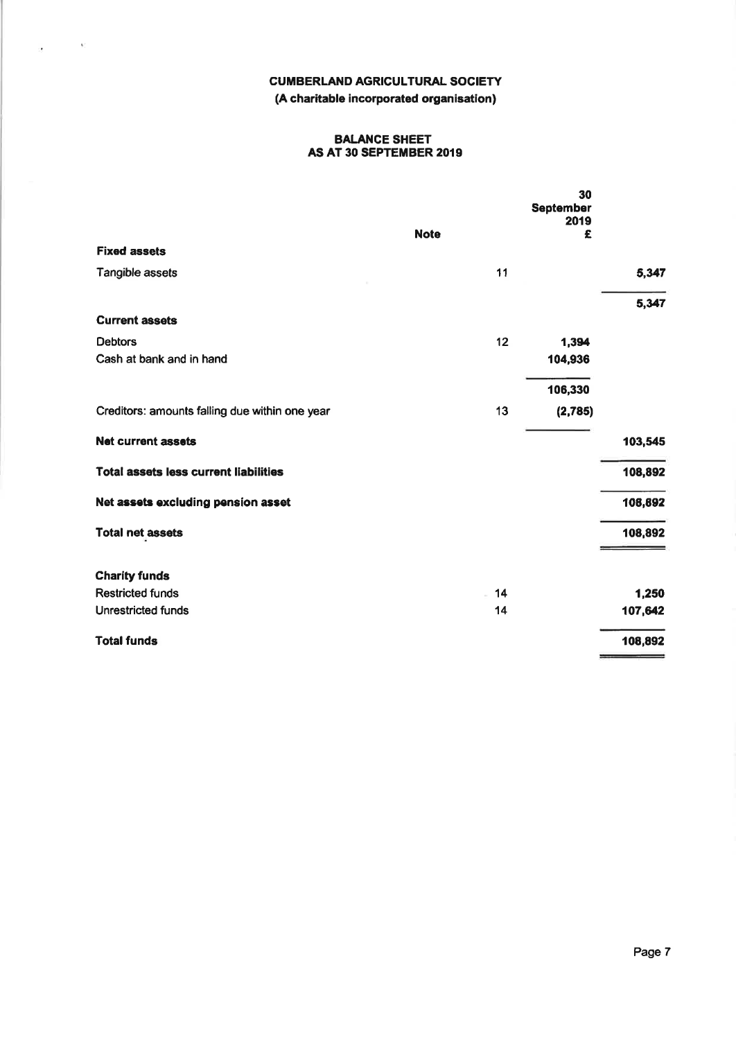# CUMBERLAND AGRICULTURAL SOCIETY

**(A charitable incorporated organisation)**

## BALANCE SHEET
## AS AT 30 SEPTEMBER 2019

| | Note | 30 September 2019 £ | |
|---|---|---|---|
| **Fixed assets** | | | |
| Tangible assets | 11 | | 5,347 |
| | | | 5,347 |
| **Current assets** | | | |
| Debtors | 12 | 1,394 | |
| Cash at bank and in hand | | 104,936 | |
| | | 106,330 | |
| Creditors: amounts falling due within one year | 13 | (2,785) | |
| **Net current assets** | | | 103,545 |
| **Total assets less current liabilities** | | | 108,892 |
| **Net assets excluding pension asset** | | | 108,892 |
| **Total net assets** | | | 108,892 |
| **Charity funds** | | | |
| Restricted funds | 14 | | 1,250 |
| Unrestricted funds | 14 | | 107,642 |
| **Total funds** | | | 108,892 |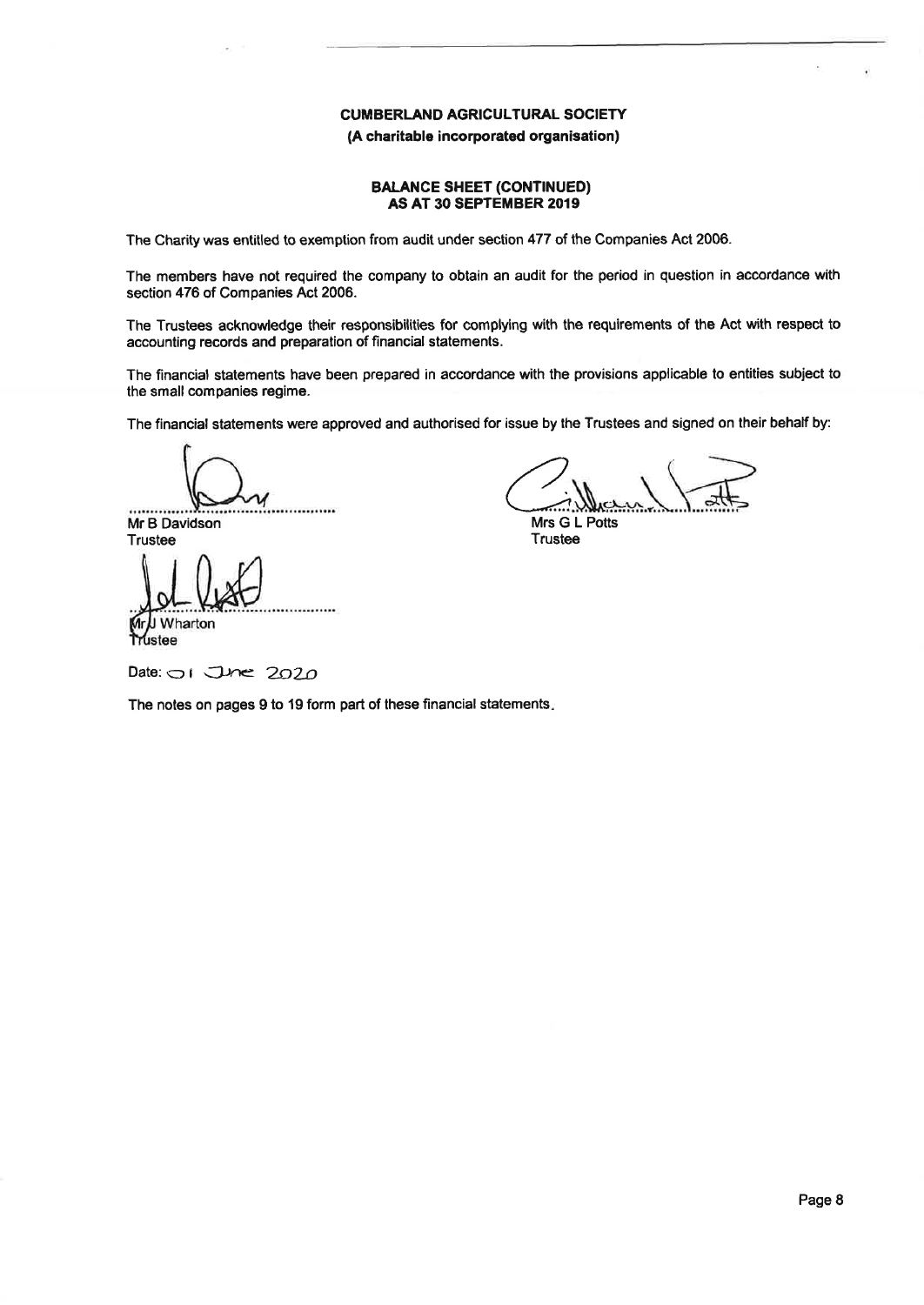**CUMBERLAND AGRICULTURAL SOCIETY**

**(A charitable incorporated organisation)**

**BALANCE SHEET (CONTINUED)**
**AS AT 30 SEPTEMBER 2019**

The Charity was entitled to exemption from audit under section 477 of the Companies Act 2006.

The members have not required the company to obtain an audit for the period in question in accordance with section 476 of Companies Act 2006.

The Trustees acknowledge their responsibilities for complying with the requirements of the Act with respect to accounting records and preparation of financial statements.

The financial statements have been prepared in accordance with the provisions applicable to entities subject to the small companies regime.

The financial statements were approved and authorised for issue by the Trustees and signed on their behalf by:

Mr B Davidson
Trustee

Mrs G L Potts
Trustee

Mr J Wharton
Trustee

Date: 01 June 2020

The notes on pages 9 to 19 form part of these financial statements.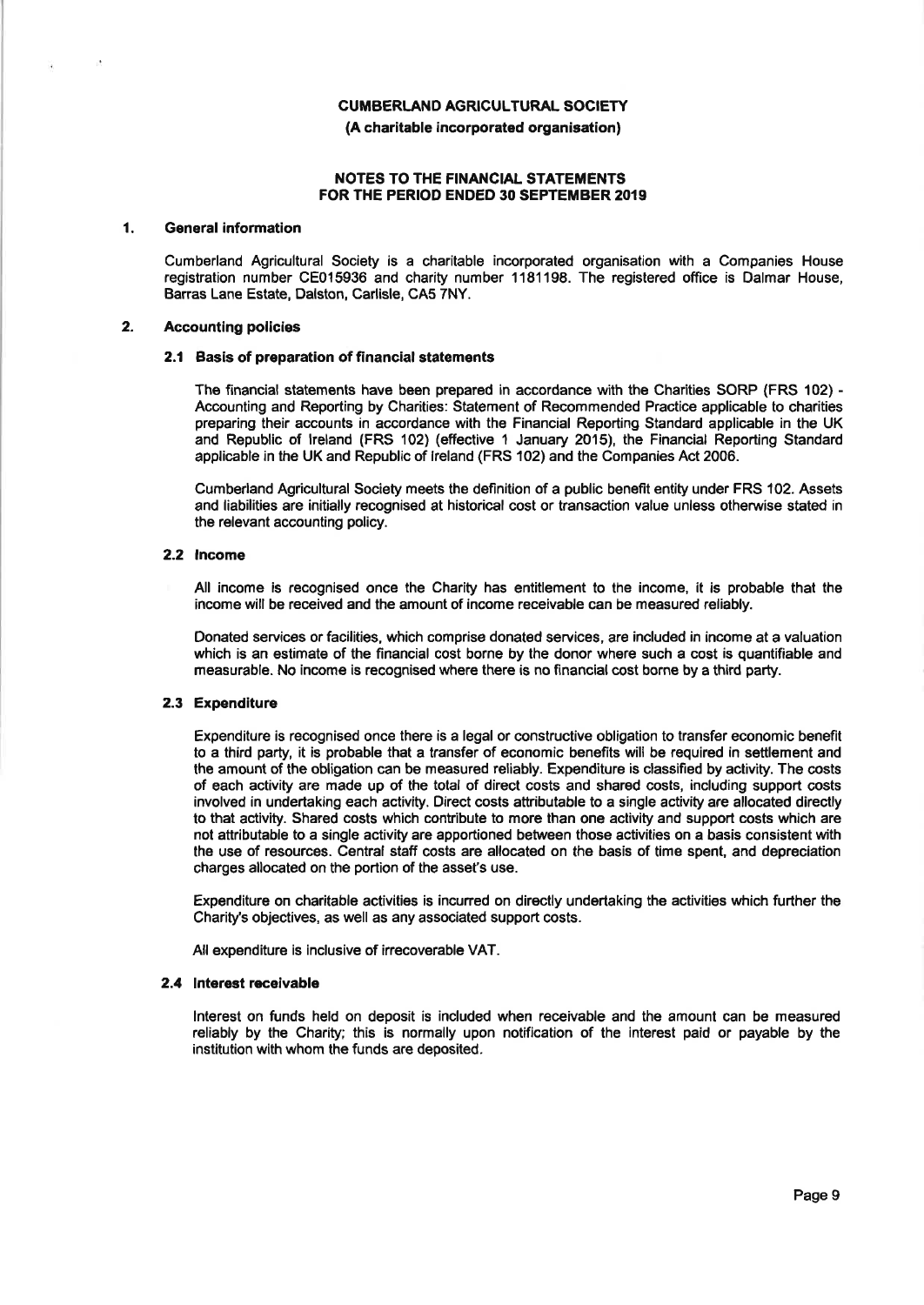**CUMBERLAND AGRICULTURAL SOCIETY**

**(A charitable incorporated organisation)**

**NOTES TO THE FINANCIAL STATEMENTS**
**FOR THE PERIOD ENDED 30 SEPTEMBER 2019**

## 1. General information

Cumberland Agricultural Society is a charitable incorporated organisation with a Companies House registration number CE015936 and charity number 1181198. The registered office is Dalmar House, Barras Lane Estate, Dalston, Carlisle, CA5 7NY.

## 2. Accounting policies

### 2.1 Basis of preparation of financial statements

The financial statements have been prepared in accordance with the Charities SORP (FRS 102) - Accounting and Reporting by Charities: Statement of Recommended Practice applicable to charities preparing their accounts in accordance with the Financial Reporting Standard applicable in the UK and Republic of Ireland (FRS 102) (effective 1 January 2015), the Financial Reporting Standard applicable in the UK and Republic of Ireland (FRS 102) and the Companies Act 2006.

Cumberland Agricultural Society meets the definition of a public benefit entity under FRS 102. Assets and liabilities are initially recognised at historical cost or transaction value unless otherwise stated in the relevant accounting policy.

### 2.2 Income

All income is recognised once the Charity has entitlement to the income, it is probable that the income will be received and the amount of income receivable can be measured reliably.

Donated services or facilities, which comprise donated services, are included in income at a valuation which is an estimate of the financial cost borne by the donor where such a cost is quantifiable and measurable. No income is recognised where there is no financial cost borne by a third party.

### 2.3 Expenditure

Expenditure is recognised once there is a legal or constructive obligation to transfer economic benefit to a third party, it is probable that a transfer of economic benefits will be required in settlement and the amount of the obligation can be measured reliably. Expenditure is classified by activity. The costs of each activity are made up of the total of direct costs and shared costs, including support costs involved in undertaking each activity. Direct costs attributable to a single activity are allocated directly to that activity. Shared costs which contribute to more than one activity and support costs which are not attributable to a single activity are apportioned between those activities on a basis consistent with the use of resources. Central staff costs are allocated on the basis of time spent, and depreciation charges allocated on the portion of the asset's use.

Expenditure on charitable activities is incurred on directly undertaking the activities which further the Charity's objectives, as well as any associated support costs.

All expenditure is inclusive of irrecoverable VAT.

### 2.4 Interest receivable

Interest on funds held on deposit is included when receivable and the amount can be measured reliably by the Charity; this is normally upon notification of the interest paid or payable by the institution with whom the funds are deposited.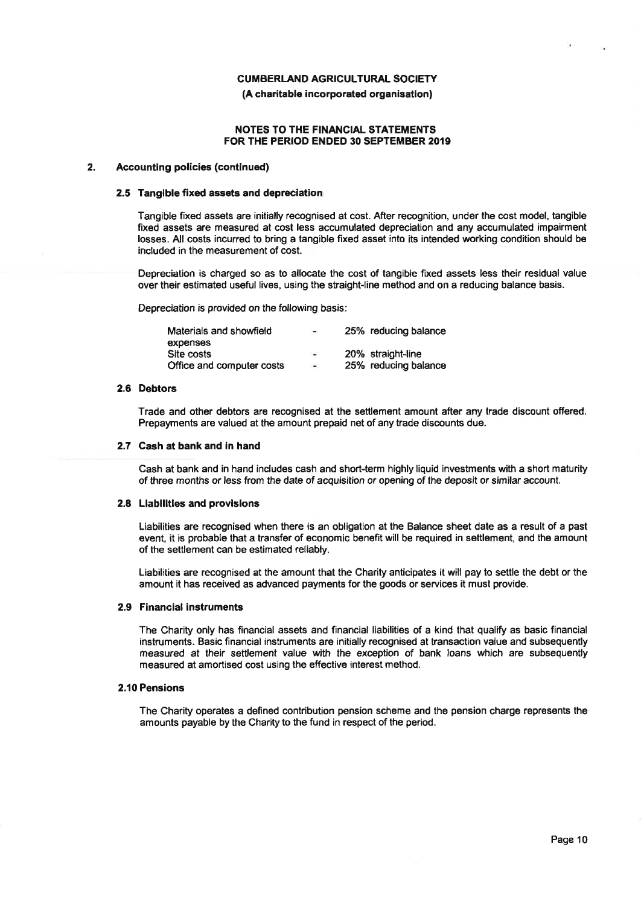**CUMBERLAND AGRICULTURAL SOCIETY**
**(A charitable incorporated organisation)**

**NOTES TO THE FINANCIAL STATEMENTS**
**FOR THE PERIOD ENDED 30 SEPTEMBER 2019**

## 2. Accounting policies (continued)

### 2.5 Tangible fixed assets and depreciation

Tangible fixed assets are initially recognised at cost. After recognition, under the cost model, tangible fixed assets are measured at cost less accumulated depreciation and any accumulated impairment losses. All costs incurred to bring a tangible fixed asset into its intended working condition should be included in the measurement of cost.

Depreciation is charged so as to allocate the cost of tangible fixed assets less their residual value over their estimated useful lives, using the straight-line method and on a reducing balance basis.

Depreciation is provided on the following basis:

| | | |
|---|---|---|
| Materials and showfield expenses | - | 25% reducing balance |
| Site costs | - | 20% straight-line |
| Office and computer costs | - | 25% reducing balance |

### 2.6 Debtors

Trade and other debtors are recognised at the settlement amount after any trade discount offered. Prepayments are valued at the amount prepaid net of any trade discounts due.

### 2.7 Cash at bank and in hand

Cash at bank and in hand includes cash and short-term highly liquid investments with a short maturity of three months or less from the date of acquisition or opening of the deposit or similar account.

### 2.8 Liabilities and provisions

Liabilities are recognised when there is an obligation at the Balance sheet date as a result of a past event, it is probable that a transfer of economic benefit will be required in settlement, and the amount of the settlement can be estimated reliably.

Liabilities are recognised at the amount that the Charity anticipates it will pay to settle the debt or the amount it has received as advanced payments for the goods or services it must provide.

### 2.9 Financial instruments

The Charity only has financial assets and financial liabilities of a kind that qualify as basic financial instruments. Basic financial instruments are initially recognised at transaction value and subsequently measured at their settlement value with the exception of bank loans which are subsequently measured at amortised cost using the effective interest method.

### 2.10 Pensions

The Charity operates a defined contribution pension scheme and the pension charge represents the amounts payable by the Charity to the fund in respect of the period.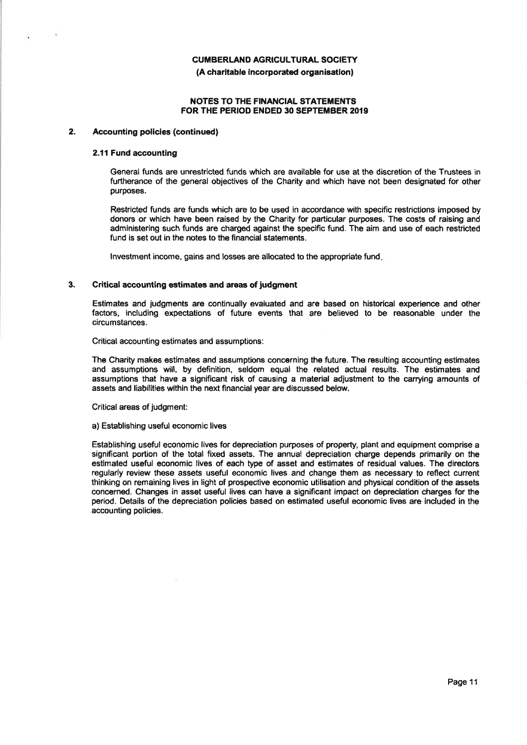## 2. Accounting policies (continued)

### 2.11 Fund accounting

General funds are unrestricted funds which are available for use at the discretion of the Trustees in furtherance of the general objectives of the Charity and which have not been designated for other purposes.

Restricted funds are funds which are to be used in accordance with specific restrictions imposed by donors or which have been raised by the Charity for particular purposes. The costs of raising and administering such funds are charged against the specific fund. The aim and use of each restricted fund is set out in the notes to the financial statements.

Investment income, gains and losses are allocated to the appropriate fund.

## 3. Critical accounting estimates and areas of judgment

Estimates and judgments are continually evaluated and are based on historical experience and other factors, including expectations of future events that are believed to be reasonable under the circumstances.

Critical accounting estimates and assumptions:

The Charity makes estimates and assumptions concerning the future. The resulting accounting estimates and assumptions will, by definition, seldom equal the related actual results. The estimates and assumptions that have a significant risk of causing a material adjustment to the carrying amounts of assets and liabilities within the next financial year are discussed below.

Critical areas of judgment:

a) Establishing useful economic lives

Establishing useful economic lives for depreciation purposes of property, plant and equipment comprise a significant portion of the total fixed assets. The annual depreciation charge depends primarily on the estimated useful economic lives of each type of asset and estimates of residual values. The directors regularly review these assets useful economic lives and change them as necessary to reflect current thinking on remaining lives in light of prospective economic utilisation and physical condition of the assets concerned. Changes in asset useful lives can have a significant impact on depreciation charges for the period. Details of the depreciation policies based on estimated useful economic lives are included in the accounting policies.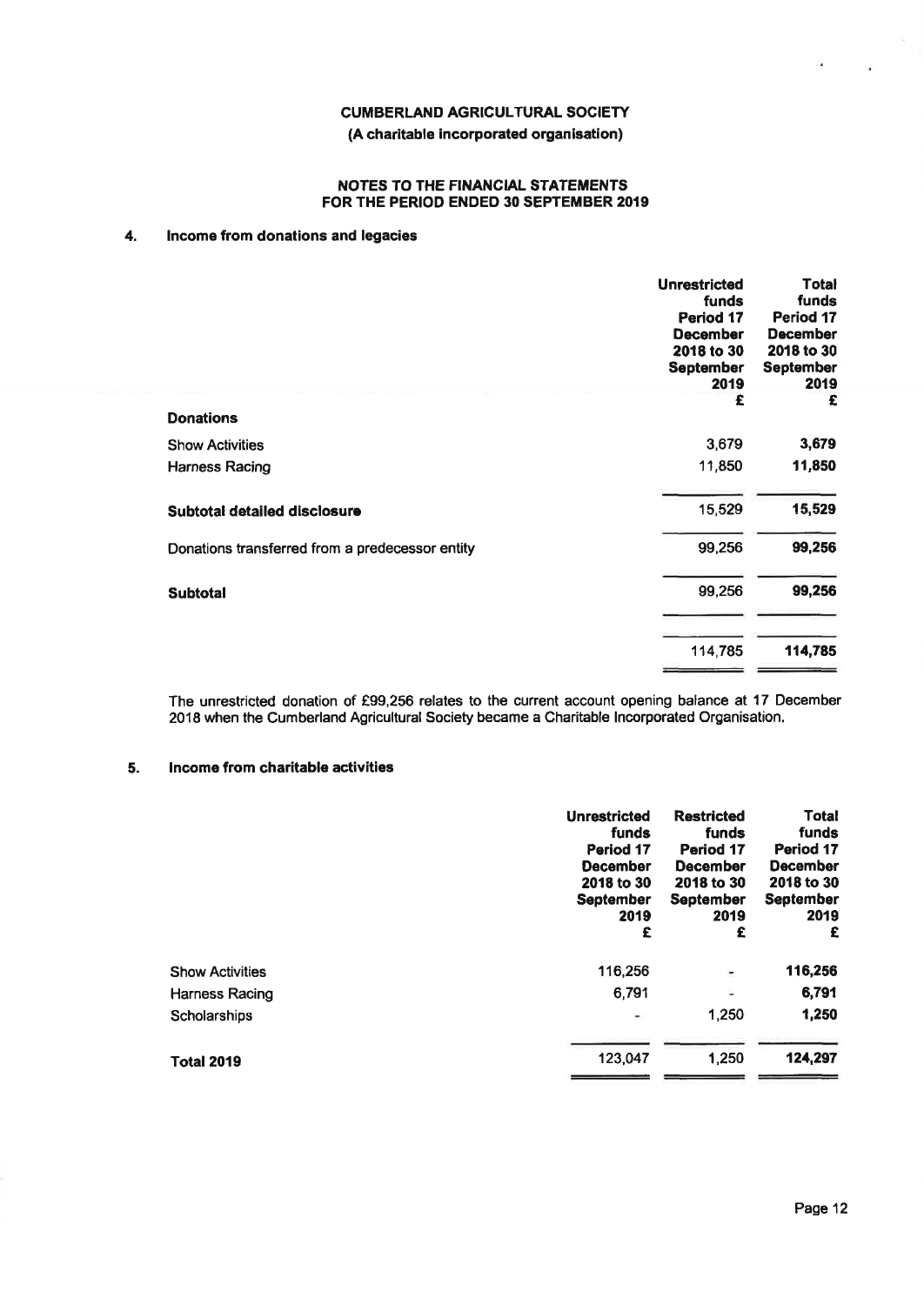**CUMBERLAND AGRICULTURAL SOCIETY**
**(A charitable incorporated organisation)**

**NOTES TO THE FINANCIAL STATEMENTS**
**FOR THE PERIOD ENDED 30 SEPTEMBER 2019**

## 4. Income from donations and legacies

| | Unrestricted funds Period 17 December 2018 to 30 September 2019 £ | Total funds Period 17 December 2018 to 30 September 2019 £ |
|---|---|---|
| **Donations** | | |
| Show Activities | 3,679 | **3,679** |
| Harness Racing | 11,850 | **11,850** |
| **Subtotal detailed disclosure** | 15,529 | **15,529** |
| Donations transferred from a predecessor entity | 99,256 | **99,256** |
| **Subtotal** | 99,256 | **99,256** |
| | 114,785 | **114,785** |

The unrestricted donation of £99,256 relates to the current account opening balance at 17 December 2018 when the Cumberland Agricultural Society became a Charitable Incorporated Organisation.

## 5. Income from charitable activities

| | Unrestricted funds Period 17 December 2018 to 30 September 2019 £ | Restricted funds Period 17 December 2018 to 30 September 2019 £ | Total funds Period 17 December 2018 to 30 September 2019 £ |
|---|---|---|---|
| Show Activities | 116,256 | - | **116,256** |
| Harness Racing | 6,791 | - | **6,791** |
| Scholarships | - | 1,250 | **1,250** |
| **Total 2019** | 123,047 | 1,250 | **124,297** |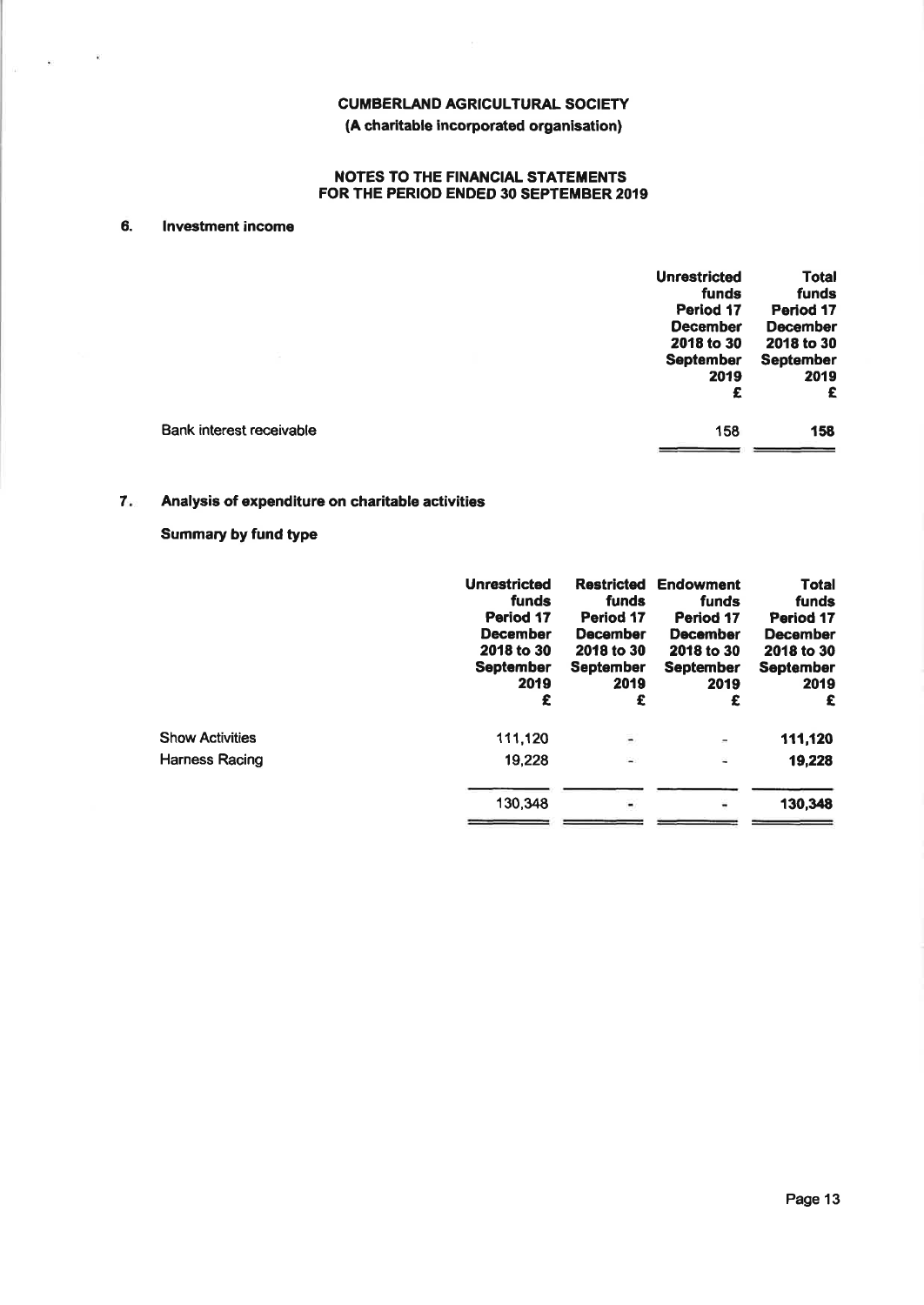**CUMBERLAND AGRICULTURAL SOCIETY**
**(A charitable incorporated organisation)**

**NOTES TO THE FINANCIAL STATEMENTS**
**FOR THE PERIOD ENDED 30 SEPTEMBER 2019**

## 6. Investment income

| | Unrestricted funds Period 17 December 2018 to 30 September 2019 £ | Total funds Period 17 December 2018 to 30 September 2019 £ |
|---|---|---|
| Bank interest receivable | 158 | **158** |

## 7. Analysis of expenditure on charitable activities

**Summary by fund type**

| | Unrestricted funds Period 17 December 2018 to 30 September 2019 £ | Restricted funds Period 17 December 2018 to 30 September 2019 £ | Endowment funds Period 17 December 2018 to 30 September 2019 £ | Total funds Period 17 December 2018 to 30 September 2019 £ |
|---|---|---|---|---|
| Show Activities | 111,120 | - | - | **111,120** |
| Harness Racing | 19,228 | - | - | **19,228** |
| | 130,348 | - | - | **130,348** |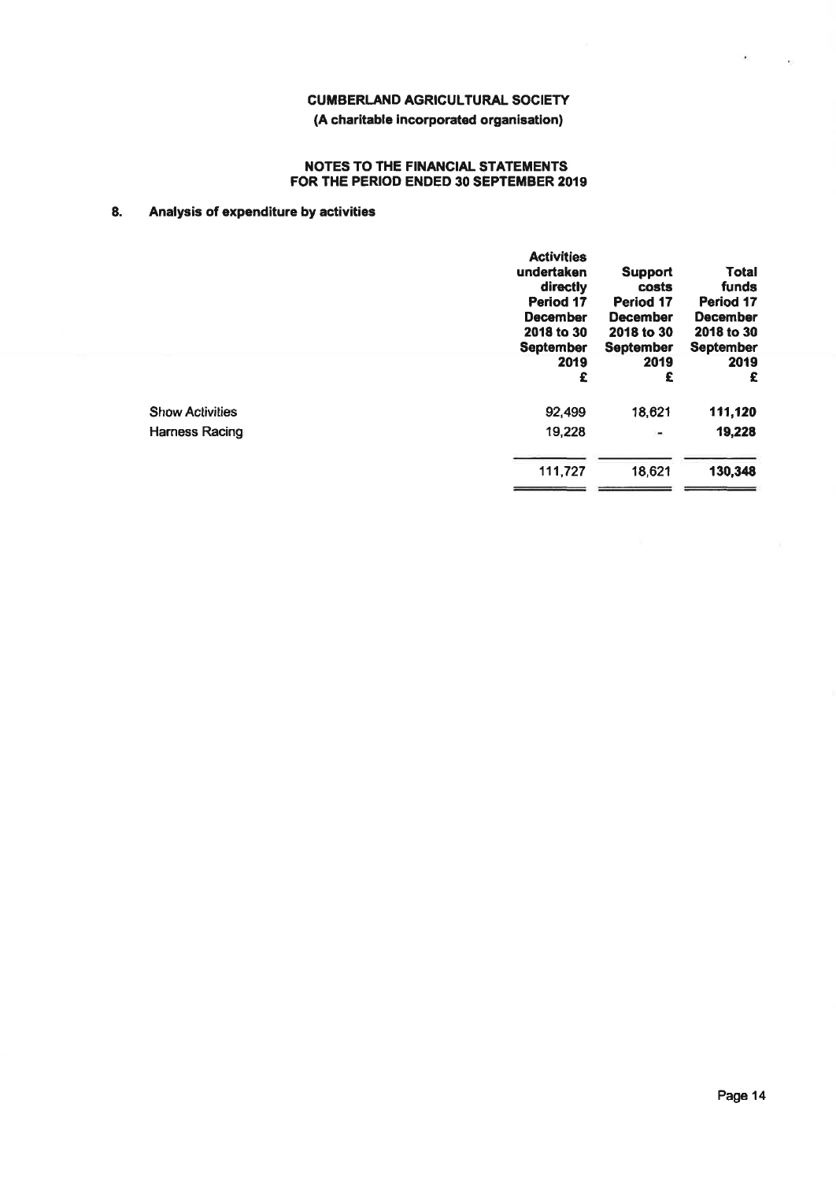**CUMBERLAND AGRICULTURAL SOCIETY**

**(A charitable incorporated organisation)**

**NOTES TO THE FINANCIAL STATEMENTS**
**FOR THE PERIOD ENDED 30 SEPTEMBER 2019**

## 8. Analysis of expenditure by activities

| | Activities undertaken directly Period 17 December 2018 to 30 September 2019 £ | Support costs Period 17 December 2018 to 30 September 2019 £ | Total funds Period 17 December 2018 to 30 September 2019 £ |
|---|---|---|---|
| Show Activities | 92,499 | 18,621 | **111,120** |
| Harness Racing | 19,228 | - | **19,228** |
| | 111,727 | 18,621 | **130,348** |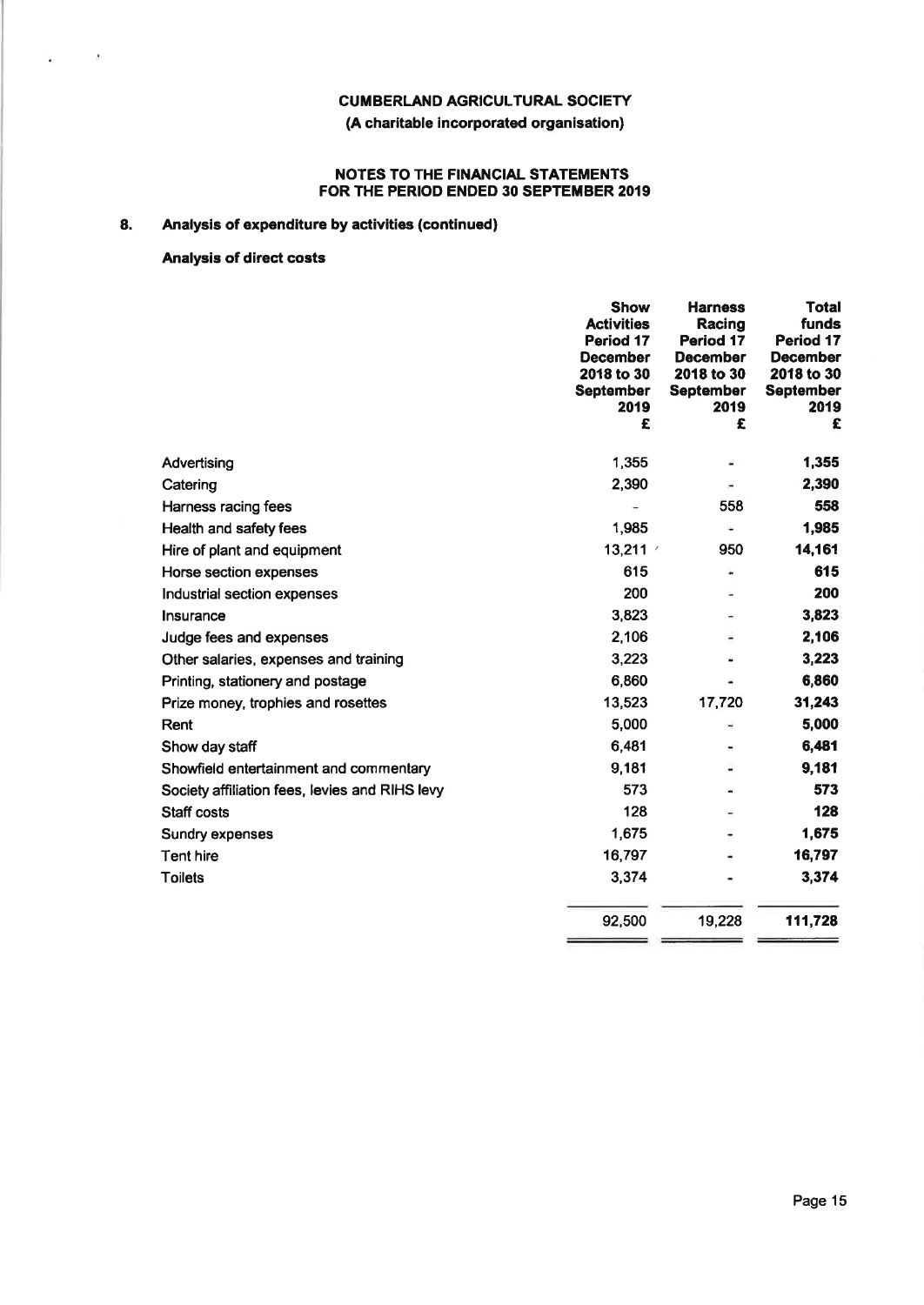**CUMBERLAND AGRICULTURAL SOCIETY**

**(A charitable incorporated organisation)**

**NOTES TO THE FINANCIAL STATEMENTS FOR THE PERIOD ENDED 30 SEPTEMBER 2019**

## 8. Analysis of expenditure by activities (continued)

### Analysis of direct costs

| | Show Activities Period 17 December 2018 to 30 September 2019 £ | Harness Racing Period 17 December 2018 to 30 September 2019 £ | Total funds Period 17 December 2018 to 30 September 2019 £ |
|---|---|---|---|
| Advertising | 1,355 | - | **1,355** |
| Catering | 2,390 | - | **2,390** |
| Harness racing fees | - | 558 | **558** |
| Health and safety fees | 1,985 | - | **1,985** |
| Hire of plant and equipment | 13,211 | 950 | **14,161** |
| Horse section expenses | 615 | - | **615** |
| Industrial section expenses | 200 | - | **200** |
| Insurance | 3,823 | - | **3,823** |
| Judge fees and expenses | 2,106 | - | **2,106** |
| Other salaries, expenses and training | 3,223 | - | **3,223** |
| Printing, stationery and postage | 6,860 | - | **6,860** |
| Prize money, trophies and rosettes | 13,523 | 17,720 | **31,243** |
| Rent | 5,000 | - | **5,000** |
| Show day staff | 6,481 | - | **6,481** |
| Showfield entertainment and commentary | 9,181 | - | **9,181** |
| Society affiliation fees, levies and RIHS levy | 573 | - | **573** |
| Staff costs | 128 | - | **128** |
| Sundry expenses | 1,675 | - | **1,675** |
| Tent hire | 16,797 | - | **16,797** |
| Toilets | 3,374 | - | **3,374** |
| | 92,500 | 19,228 | **111,728** |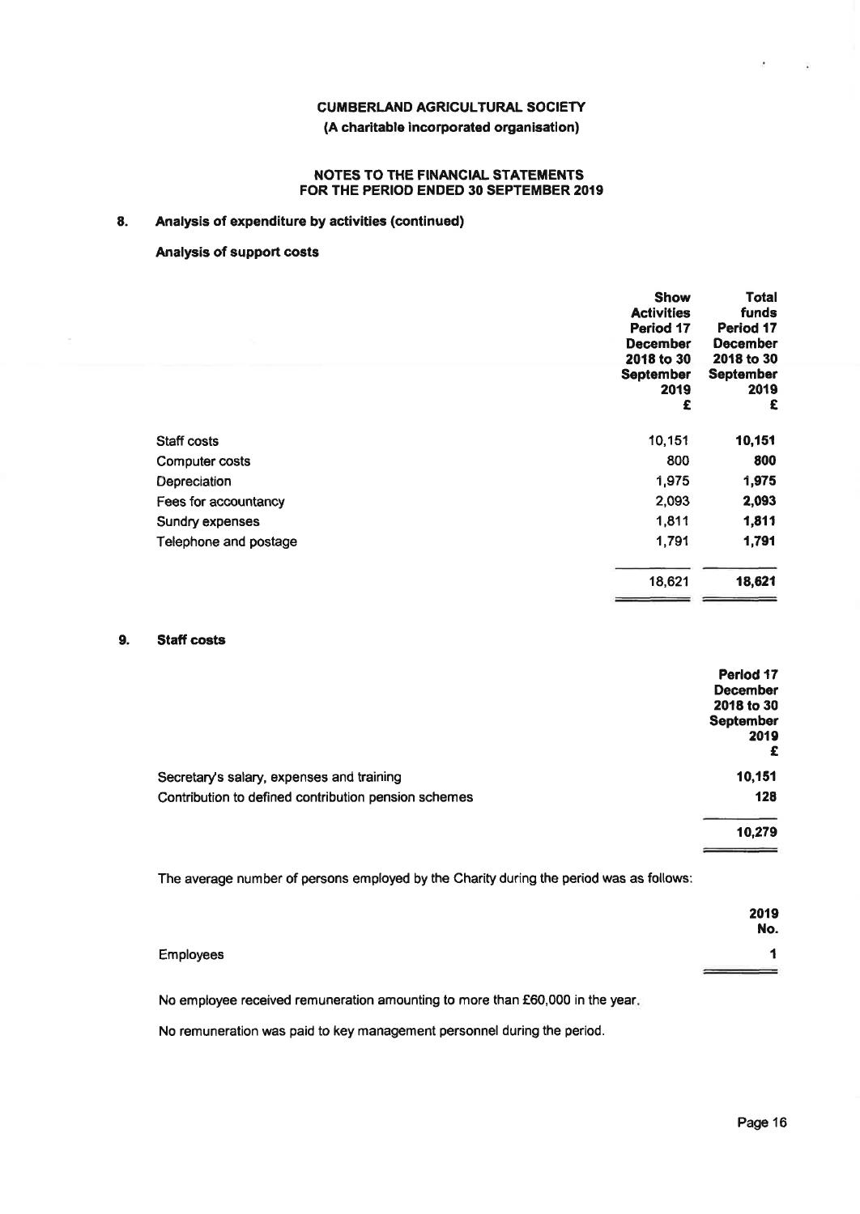# CUMBERLAND AGRICULTURAL SOCIETY
**(A charitable incorporated organisation)**

**NOTES TO THE FINANCIAL STATEMENTS FOR THE PERIOD ENDED 30 SEPTEMBER 2019**

## 8. Analysis of expenditure by activities (continued)

### Analysis of support costs

| | Show Activities Period 17 December 2018 to 30 September 2019 £ | Total funds Period 17 December 2018 to 30 September 2019 £ |
|---|---|---|
| Staff costs | 10,151 | **10,151** |
| Computer costs | 800 | **800** |
| Depreciation | 1,975 | **1,975** |
| Fees for accountancy | 2,093 | **2,093** |
| Sundry expenses | 1,811 | **1,811** |
| Telephone and postage | 1,791 | **1,791** |
| | 18,621 | **18,621** |

## 9. Staff costs

| | Period 17 December 2018 to 30 September 2019 £ |
|---|---|
| Secretary's salary, expenses and training | **10,151** |
| Contribution to defined contribution pension schemes | **128** |
| | **10,279** |

The average number of persons employed by the Charity during the period was as follows:

| | 2019 No. |
|---|---|
| Employees | **1** |

No employee received remuneration amounting to more than £60,000 in the year.

No remuneration was paid to key management personnel during the period.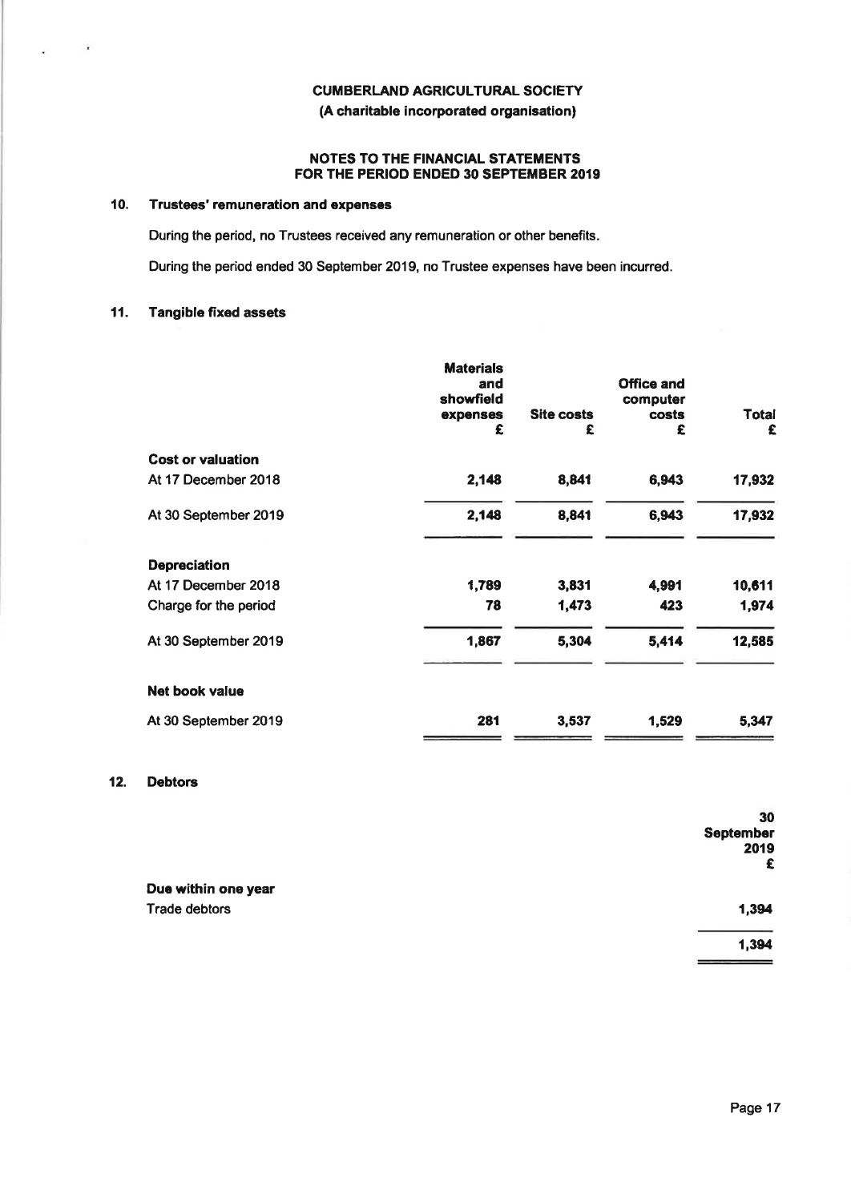**CUMBERLAND AGRICULTURAL SOCIETY**
**(A charitable incorporated organisation)**

**NOTES TO THE FINANCIAL STATEMENTS**
**FOR THE PERIOD ENDED 30 SEPTEMBER 2019**

## 10. Trustees' remuneration and expenses

During the period, no Trustees received any remuneration or other benefits.

During the period ended 30 September 2019, no Trustee expenses have been incurred.

## 11. Tangible fixed assets

| | Materials and showfield expenses £ | Site costs £ | Office and computer costs £ | Total £ |
|---|---|---|---|---|
| **Cost or valuation** | | | | |
| At 17 December 2018 | 2,148 | 8,841 | 6,943 | 17,932 |
| At 30 September 2019 | 2,148 | 8,841 | 6,943 | 17,932 |
| **Depreciation** | | | | |
| At 17 December 2018 | 1,789 | 3,831 | 4,991 | 10,611 |
| Charge for the period | 78 | 1,473 | 423 | 1,974 |
| At 30 September 2019 | 1,867 | 5,304 | 5,414 | 12,585 |
| **Net book value** | | | | |
| At 30 September 2019 | 281 | 3,537 | 1,529 | 5,347 |

## 12. Debtors

| | 30 September 2019 £ |
|---|---|
| **Due within one year** | |
| Trade debtors | 1,394 |
| | 1,394 |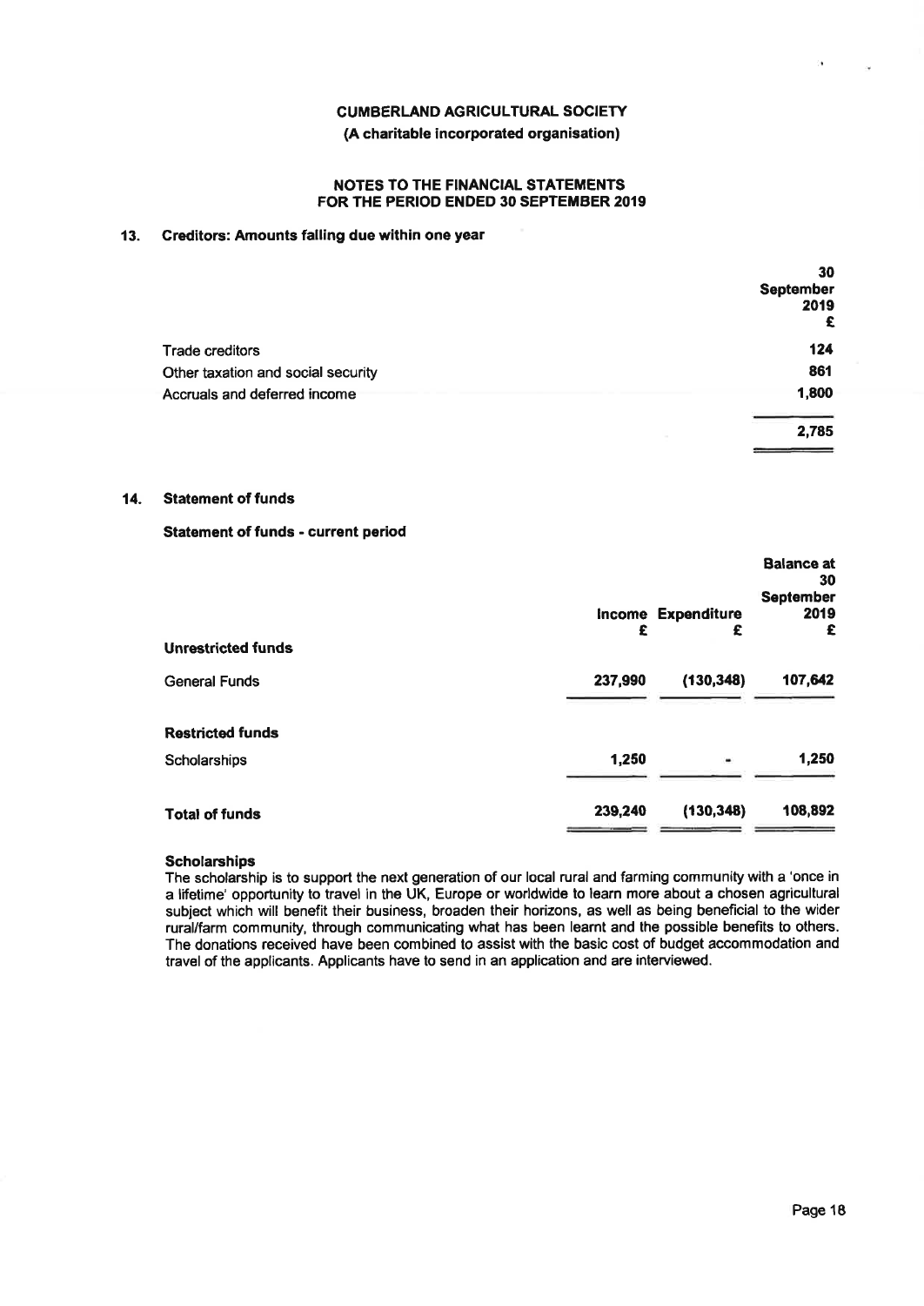**CUMBERLAND AGRICULTURAL SOCIETY**

**(A charitable incorporated organisation)**

**NOTES TO THE FINANCIAL STATEMENTS FOR THE PERIOD ENDED 30 SEPTEMBER 2019**

## 13. Creditors: Amounts falling due within one year

| | 30 September 2019 £ |
|---|---|
| Trade creditors | **124** |
| Other taxation and social security | **861** |
| Accruals and deferred income | **1,800** |
| | **2,785** |

## 14. Statement of funds

**Statement of funds - current period**

| | Income £ | Expenditure £ | Balance at 30 September 2019 £ |
|---|---|---|---|
| **Unrestricted funds** | | | |
| General Funds | **237,990** | **(130,348)** | **107,642** |
| **Restricted funds** | | | |
| Scholarships | **1,250** | **-** | **1,250** |
| **Total of funds** | **239,240** | **(130,348)** | **108,892** |

**Scholarships**

The scholarship is to support the next generation of our local rural and farming community with a 'once in a lifetime' opportunity to travel in the UK, Europe or worldwide to learn more about a chosen agricultural subject which will benefit their business, broaden their horizons, as well as being beneficial to the wider rural/farm community, through communicating what has been learnt and the possible benefits to others. The donations received have been combined to assist with the basic cost of budget accommodation and travel of the applicants. Applicants have to send in an application and are interviewed.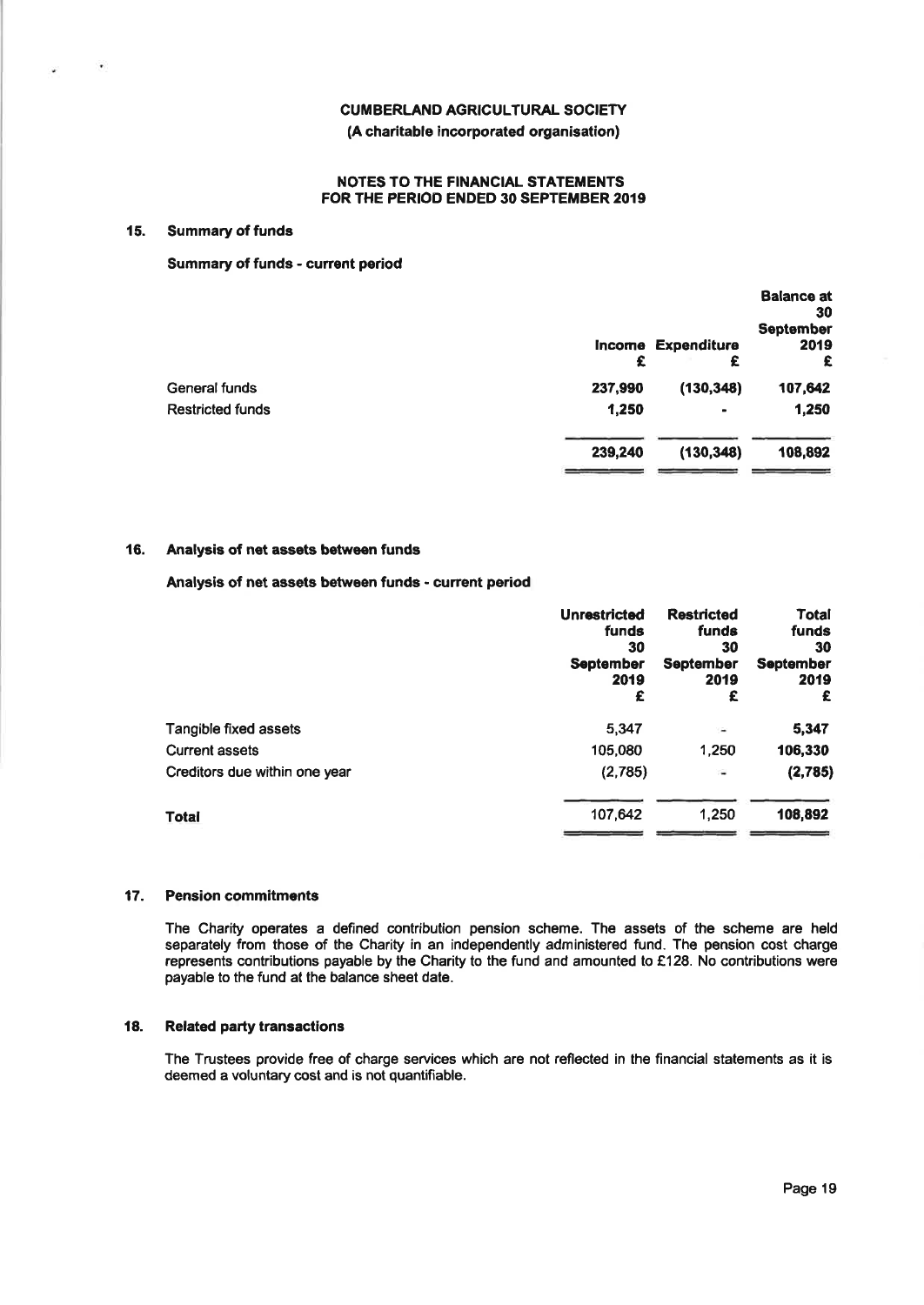CUMBERLAND AGRICULTURAL SOCIETY
(A charitable incorporated organisation)

NOTES TO THE FINANCIAL STATEMENTS
FOR THE PERIOD ENDED 30 SEPTEMBER 2019

## 15. Summary of funds

### Summary of funds - current period

| | Income £ | Expenditure £ | Balance at 30 September 2019 £ |
|---|---|---|---|
| General funds | **237,990** | **(130,348)** | **107,642** |
| Restricted funds | **1,250** | **-** | **1,250** |
| | **239,240** | **(130,348)** | **108,892** |

## 16. Analysis of net assets between funds

### Analysis of net assets between funds - current period

| | Unrestricted funds 30 September 2019 £ | Restricted funds 30 September 2019 £ | Total funds 30 September 2019 £ |
|---|---|---|---|
| Tangible fixed assets | 5,347 | - | **5,347** |
| Current assets | 105,080 | 1,250 | **106,330** |
| Creditors due within one year | (2,785) | - | **(2,785)** |
| **Total** | 107,642 | 1,250 | **108,892** |

## 17. Pension commitments

The Charity operates a defined contribution pension scheme. The assets of the scheme are held separately from those of the Charity in an independently administered fund. The pension cost charge represents contributions payable by the Charity to the fund and amounted to £128. No contributions were payable to the fund at the balance sheet date.

## 18. Related party transactions

The Trustees provide free of charge services which are not reflected in the financial statements as it is deemed a voluntary cost and is not quantifiable.